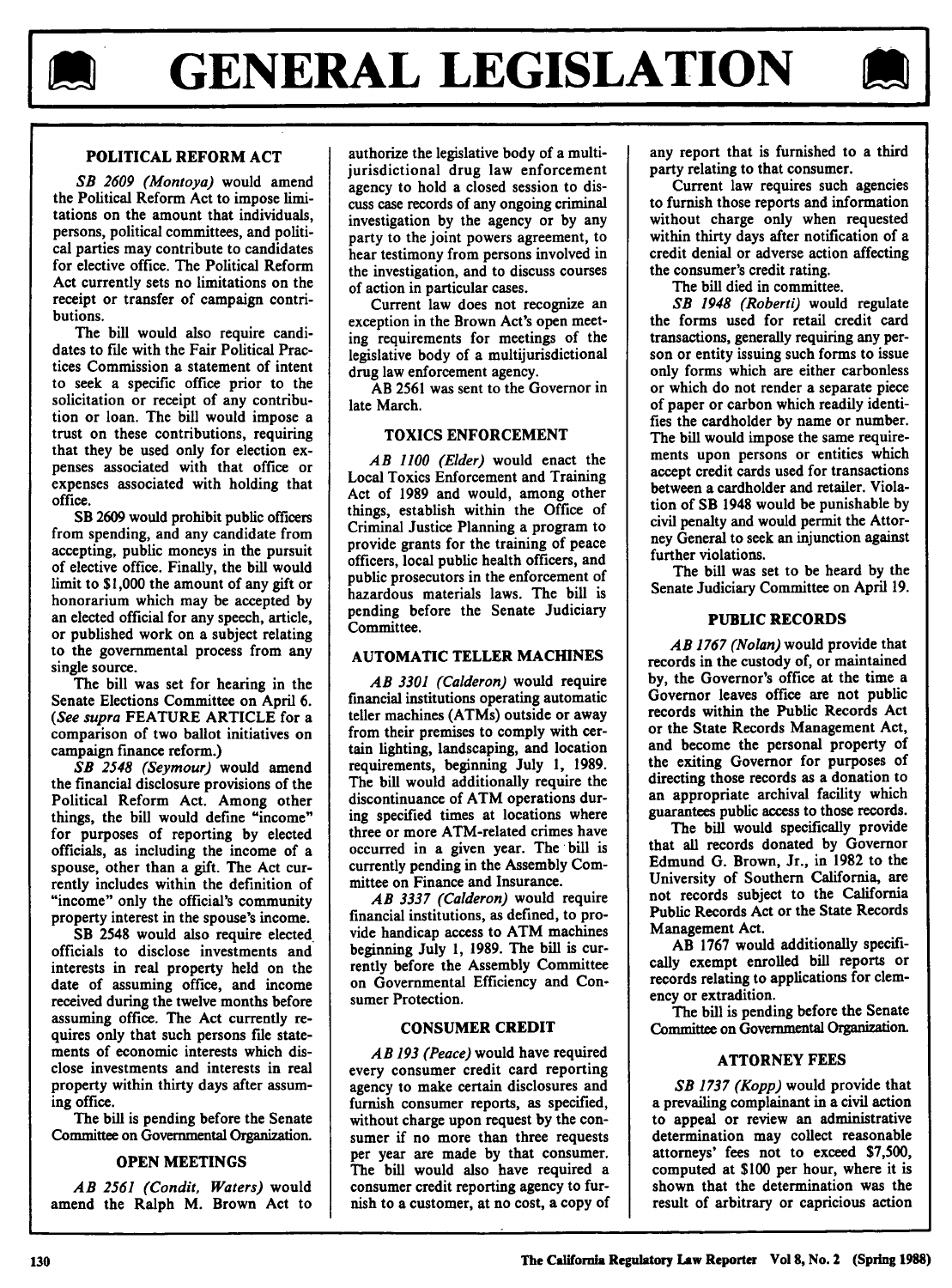# GENERAL LEGISLATION

## POLITICAL REFORM ACT

*SB 2609 (Montoya)* would amend the Political Reform Act to impose limitations on the amount that individuals, persons, political committees, and political parties may contribute to candidates for elective office. The Political Reform Act currently sets no limitations on the receipt or transfer of campaign contributions.

The bill would also require candidates to file with the Fair Political Practices Commission a statement of intent to seek a specific office prior to the solicitation or receipt of any contribution or loan. The bill would impose a trust on these contributions, requiring that they be used only for election expenses associated with that office or expenses associated with holding that office.

SB 2609 would prohibit public officers from spending, and any candidate from accepting, public moneys in the pursuit of elective office. Finally, the bill would limit to $1,000 the amount of any gift or honorarium which may be accepted by an elected official for any speech, article, or published work on a subject relating to the governmental process from any single source.

The bill was set for hearing in the Senate Elections Committee on April 6. (*See supra* FEATURE ARTICLE for a comparison of two ballot initiatives on campaign finance reform.)

*SB 2548 (Seymour)* would amend the financial disclosure provisions of the Political Reform Act. Among other things, the bill would define "income" for purposes of reporting by elected officials, as including the income of a spouse, other than a gift. The Act currently includes within the definition of "income" only the official's community property interest in the spouse's income.

SB 2548 would also require elected officials to disclose investments and interests in real property held on the date of assuming office, and income received during the twelve months before assuming office. The Act currently requires only that such persons file statements of economic interests which disclose investments and interests in real property within thirty days after assuming office.

The bill is pending before the Senate Committee on Governmental Organization.

## OPEN MEETINGS

*AB 2561 (Condit, Waters)* would amend the Ralph M. Brown Act to authorize the legislative body of a multijurisdictional drug law enforcement agency to hold a closed session to discuss case records of any ongoing criminal investigation by the agency or by any party to the joint powers agreement, to hear testimony from persons involved in the investigation, and to discuss courses of action in particular cases.

Current law does not recognize an exception in the Brown Act's open meeting requirements for meetings of the legislative body of a multijurisdictional drug law enforcement agency.

AB 2561 was sent to the Governor in late March.

## TOXICS ENFORCEMENT

*AB 1100 (Elder)* would enact the Local Toxics Enforcement and Training Act of 1989 and would, among other things, establish within the Office of Criminal Justice Planning a program to provide grants for the training of peace officers, local public health officers, and public prosecutors in the enforcement of hazardous materials laws. The bill is pending before the Senate Judiciary Committee.

## AUTOMATIC TELLER MACHINES

*AB 3301 (Calderon)* would require financial institutions operating automatic teller machines (ATMs) outside or away from their premises to comply with certain lighting, landscaping, and location requirements, beginning July 1, 1989. The bill would additionally require the discontinuance of ATM operations during specified times at locations where three or more ATM-related crimes have occurred in a given year. The bill is currently pending in the Assembly Committee on Finance and Insurance.

*AB 3337 (Calderon)* would require financial institutions, as defined, to provide handicap access to ATM machines beginning July 1, 1989. The bill is currently before the Assembly Committee on Governmental Efficiency and Consumer Protection.

## CONSUMER CREDIT

*AB 193 (Peace)* would have required every consumer credit card reporting agency to make certain disclosures and furnish consumer reports, as specified, without charge upon request by the consumer if no more than three requests per year are made by that consumer. The bill would also have required a consumer credit reporting agency to furnish to a customer, at no cost, a copy of any report that is furnished to a third party relating to that consumer.

Current law requires such agencies to furnish those reports and information without charge only when requested within thirty days after notification of a credit denial or adverse action affecting the consumer's credit rating.

The bill died in committee.

*SB 1948 (Roberti)* would regulate the forms used for retail credit card transactions, generally requiring any person or entity issuing such forms to issue only forms which are either carbonless or which do not render a separate piece of paper or carbon which readily identifies the cardholder by name or number. The bill would impose the same requirements upon persons or entities which accept credit cards used for transactions between a cardholder and retailer. Violation of SB 1948 would be punishable by civil penalty and would permit the Attorney General to seek an injunction against further violations.

The bill was set to be heard by the Senate Judiciary Committee on April 19.

## PUBLIC RECORDS

*AB 1767 (Nolan)* would provide that records in the custody of, or maintained by, the Governor's office at the time a Governor leaves office are not public records within the Public Records Act or the State Records Management Act, and become the personal property of the exiting Governor for purposes of directing those records as a donation to an appropriate archival facility which guarantees public access to those records.

The bill would specifically provide that all records donated by Governor Edmund G. Brown, Jr., in 1982 to the University of Southern California, are not records subject to the California Public Records Act or the State Records Management Act.

AB 1767 would additionally specifically exempt enrolled bill reports or records relating to applications for clemency or extradition.

The bill is pending before the Senate Committee on Governmental Organization.

## ATTORNEY FEES

*SB 1737 (Kopp)* would provide that a prevailing complainant in a civil action to appeal or review an administrative determination may collect reasonable attorneys' fees not to exceed $7,500, computed at $100 per hour, where it is shown that the determination was the result of arbitrary or capricious action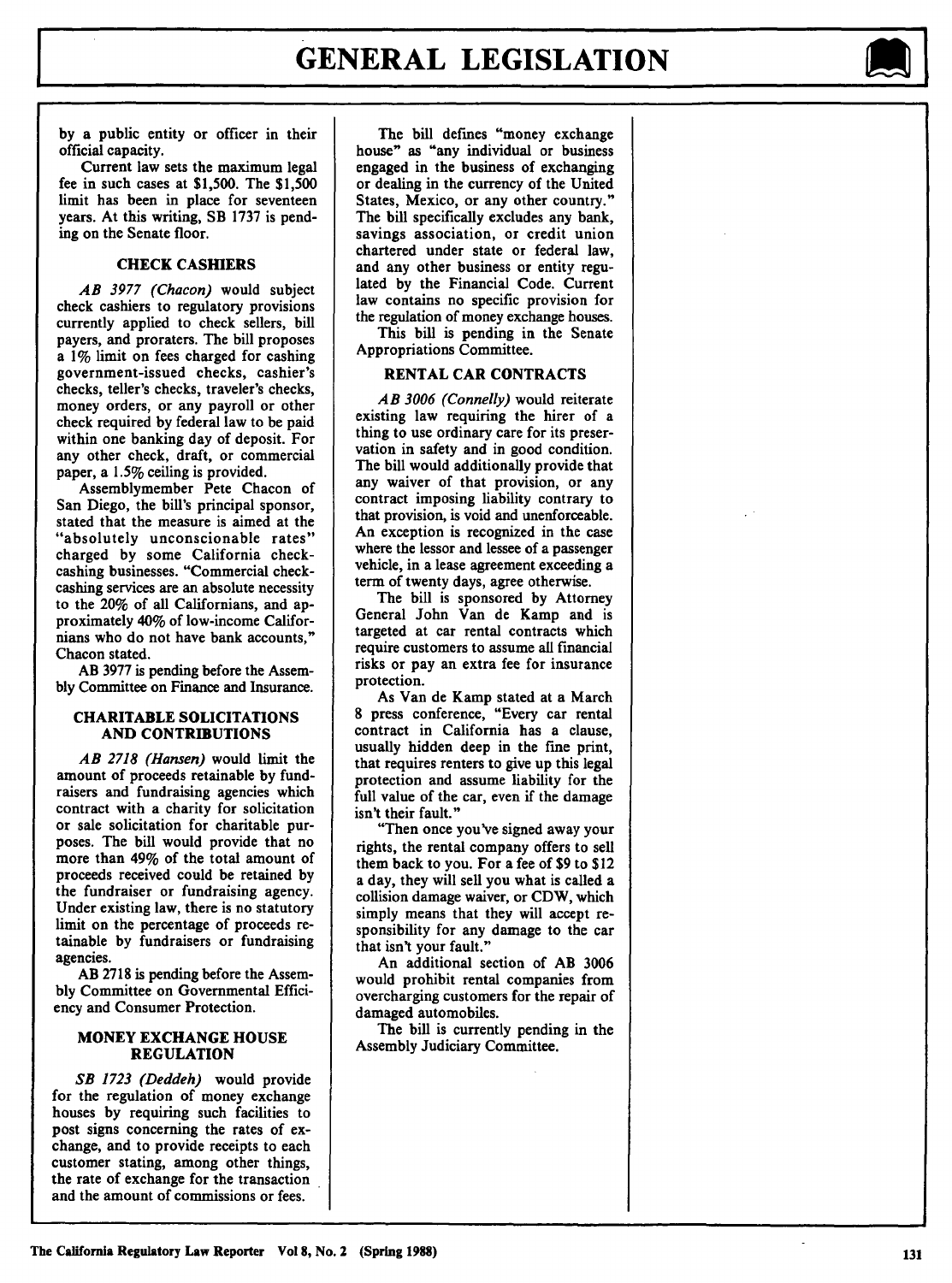by a public entity or officer in their official capacity.

Current law sets the maximum legal fee in such cases at $1,500. The $1,500 limit has been in place for seventeen years. At this writing, SB 1737 is pending on the Senate floor.

### CHECK CASHIERS

*AB 3977 (Chacon)* would subject check cashiers to regulatory provisions currently applied to check sellers, bill payers, and proraters. The bill proposes a 1% limit on fees charged for cashing government-issued checks, cashier's checks, teller's checks, traveler's checks, money orders, or any payroll or other check required by federal law to be paid within one banking day of deposit. For any other check, draft, or commercial paper, a 1.5% ceiling is provided.

Assemblymember Pete Chacon of San Diego, the bill's principal sponsor, stated that the measure is aimed at the "absolutely unconscionable rates" charged by some California check-cashing businesses. "Commercial check-cashing services are an absolute necessity to the 20% of all Californians, and approximately 40% of low-income Californians who do not have bank accounts," Chacon stated.

AB 3977 is pending before the Assembly Committee on Finance and Insurance.

### CHARITABLE SOLICITATIONS AND CONTRIBUTIONS

*AB 2718 (Hansen)* would limit the amount of proceeds retainable by fundraisers and fundraising agencies which contract with a charity for solicitation or sale solicitation for charitable purposes. The bill would provide that no more than 49% of the total amount of proceeds received could be retained by the fundraiser or fundraising agency. Under existing law, there is no statutory limit on the percentage of proceeds retainable by fundraisers or fundraising agencies.

AB 2718 is pending before the Assembly Committee on Governmental Efficiency and Consumer Protection.

### MONEY EXCHANGE HOUSE REGULATION

*SB 1723 (Deddeh)* would provide for the regulation of money exchange houses by requiring such facilities to post signs concerning the rates of exchange, and to provide receipts to each customer stating, among other things, the rate of exchange for the transaction and the amount of commissions or fees.

The bill defines "money exchange house" as "any individual or business engaged in the business of exchanging or dealing in the currency of the United States, Mexico, or any other country." The bill specifically excludes any bank, savings association, or credit union chartered under state or federal law, and any other business or entity regulated by the Financial Code. Current law contains no specific provision for the regulation of money exchange houses.

This bill is pending in the Senate Appropriations Committee.

### RENTAL CAR CONTRACTS

*AB 3006 (Connelly)* would reiterate existing law requiring the hirer of a thing to use ordinary care for its preservation in safety and in good condition. The bill would additionally provide that any waiver of that provision, or any contract imposing liability contrary to that provision, is void and unenforceable. An exception is recognized in the case where the lessor and lessee of a passenger vehicle, in a lease agreement exceeding a term of twenty days, agree otherwise.

The bill is sponsored by Attorney General John Van de Kamp and is targeted at car rental contracts which require customers to assume all financial risks or pay an extra fee for insurance protection.

As Van de Kamp stated at a March 8 press conference, "Every car rental contract in California has a clause, usually hidden deep in the fine print, that requires renters to give up this legal protection and assume liability for the full value of the car, even if the damage isn't their fault."

"Then once you've signed away your rights, the rental company offers to sell them back to you. For a fee of $9 to $12 a day, they will sell you what is called a collision damage waiver, or CDW, which simply means that they will accept responsibility for any damage to the car that isn't your fault."

An additional section of AB 3006 would prohibit rental companies from overcharging customers for the repair of damaged automobiles.

The bill is currently pending in the Assembly Judiciary Committee.